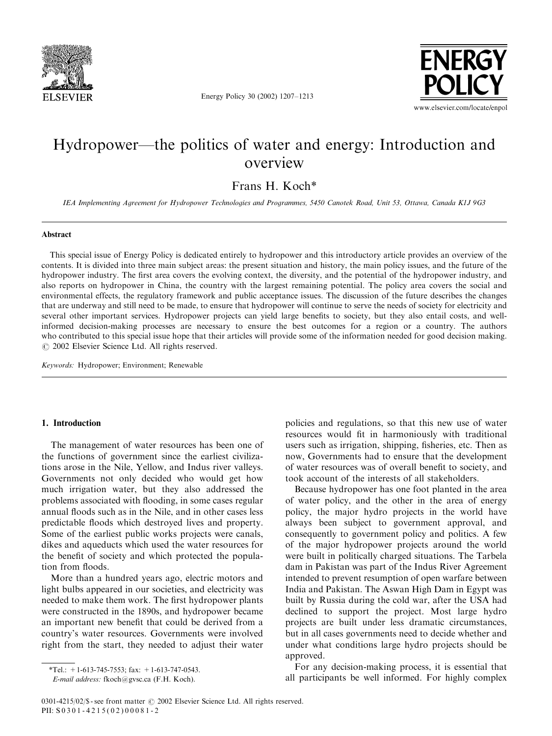# Hydropower—the politics of water and energy: Introduction and overview

Frans H. Koch*

*IEA Implementing Agreement for Hydropower Technologies and Programmes, 5450 Canotek Road, Unit 53, Ottawa, Canada K1J 9G3*

## Abstract

This special issue of Energy Policy is dedicated entirely to hydropower and this introductory article provides an overview of the contents. It is divided into three main subject areas: the present situation and history, the main policy issues, and the future of the hydropower industry. The first area covers the evolving context, the diversity, and the potential of the hydropower industry, and also reports on hydropower in China, the country with the largest remaining potential. The policy area covers the social and environmental effects, the regulatory framework and public acceptance issues. The discussion of the future describes the changes that are underway and still need to be made, to ensure that hydropower will continue to serve the needs of society for electricity and several other important services. Hydropower projects can yield large benefits to society, but they also entail costs, and well-informed decision-making processes are necessary to ensure the best outcomes for a region or a country. The authors who contributed to this special issue hope that their articles will provide some of the information needed for good decision making.
© 2002 Elsevier Science Ltd. All rights reserved.

*Keywords:* Hydropower; Environment; Renewable

## 1. Introduction

The management of water resources has been one of the functions of government since the earliest civilizations arose in the Nile, Yellow, and Indus river valleys. Governments not only decided who would get how much irrigation water, but they also addressed the problems associated with flooding, in some cases regular annual floods such as in the Nile, and in other cases less predictable floods which destroyed lives and property. Some of the earliest public works projects were canals, dikes and aqueducts which used the water resources for the benefit of society and which protected the population from floods.

More than a hundred years ago, electric motors and light bulbs appeared in our societies, and electricity was needed to make them work. The first hydropower plants were constructed in the 1890s, and hydropower became an important new benefit that could be derived from a country's water resources. Governments were involved right from the start, they needed to adjust their water policies and regulations, so that this new use of water resources would fit in harmoniously with traditional users such as irrigation, shipping, fisheries, etc. Then as now, Governments had to ensure that the development of water resources was of overall benefit to society, and took account of the interests of all stakeholders.

Because hydropower has one foot planted in the area of water policy, and the other in the area of energy policy, the major hydro projects in the world have always been subject to government approval, and consequently to government policy and politics. A few of the major hydropower projects around the world were built in politically charged situations. The Tarbela dam in Pakistan was part of the Indus River Agreement intended to prevent resumption of open warfare between India and Pakistan. The Aswan High Dam in Egypt was built by Russia during the cold war, after the USA had declined to support the project. Most large hydro projects are built under less dramatic circumstances, but in all cases governments need to decide whether and under what conditions large hydro projects should be approved.

For any decision-making process, it is essential that all participants be well informed. For highly complex

*Tel.: +1-613-745-7553; fax: +1-613-747-0543.
*E-mail address:* fkoch@gvsc.ca (F.H. Koch).

0301-4215/02/$ - see front matter © 2002 Elsevier Science Ltd. All rights reserved.
PII: S0301-4215(02)00081-2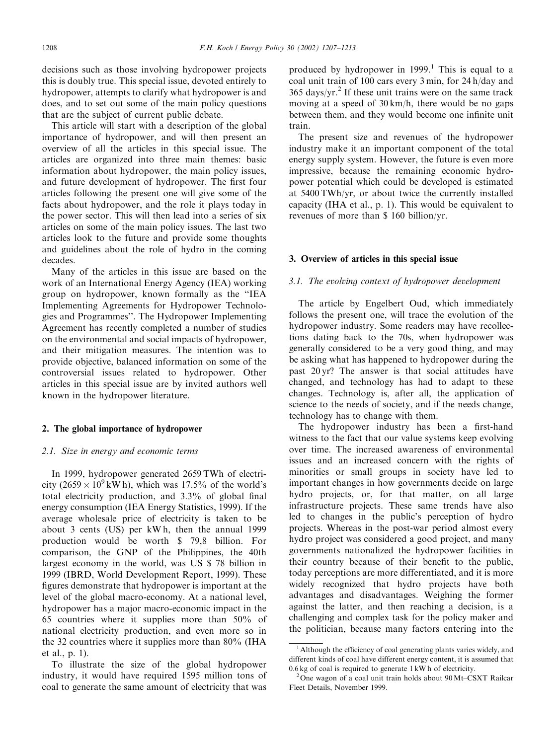decisions such as those involving hydropower projects this is doubly true. This special issue, devoted entirely to hydropower, attempts to clarify what hydropower is and does, and to set out some of the main policy questions that are the subject of current public debate.

This article will start with a description of the global importance of hydropower, and will then present an overview of all the articles in this special issue. The articles are organized into three main themes: basic information about hydropower, the main policy issues, and future development of hydropower. The first four articles following the present one will give some of the facts about hydropower, and the role it plays today in the power sector. This will then lead into a series of six articles on some of the main policy issues. The last two articles look to the future and provide some thoughts and guidelines about the role of hydro in the coming decades.

Many of the articles in this issue are based on the work of an International Energy Agency (IEA) working group on hydropower, known formally as the "IEA Implementing Agreements for Hydropower Technologies and Programmes". The Hydropower Implementing Agreement has recently completed a number of studies on the environmental and social impacts of hydropower, and their mitigation measures. The intention was to provide objective, balanced information on some of the controversial issues related to hydropower. Other articles in this special issue are by invited authors well known in the hydropower literature.

## 2. The global importance of hydropower

### 2.1. Size in energy and economic terms

In 1999, hydropower generated 2659 TWh of electricity ($2659 \times 10^9$ kW h), which was 17.5% of the world's total electricity production, and 3.3% of global final energy consumption (IEA Energy Statistics, 1999). If the average wholesale price of electricity is taken to be about 3 cents (US) per kW h, then the annual 1999 production would be worth \$ 79,8 billion. For comparison, the GNP of the Philippines, the 40th largest economy in the world, was US \$ 78 billion in 1999 (IBRD, World Development Report, 1999). These figures demonstrate that hydropower is important at the level of the global macro-economy. At a national level, hydropower has a major macro-economic impact in the 65 countries where it supplies more than 50% of national electricity production, and even more so in the 32 countries where it supplies more than 80% (IHA et al., p. 1).

To illustrate the size of the global hydropower industry, it would have required 1595 million tons of coal to generate the same amount of electricity that was produced by hydropower in 1999.[1] This is equal to a coal unit train of 100 cars every 3 min, for 24 h/day and 365 days/yr.[2] If these unit trains were on the same track moving at a speed of 30 km/h, there would be no gaps between them, and they would become one infinite unit train.

The present size and revenues of the hydropower industry make it an important component of the total energy supply system. However, the future is even more impressive, because the remaining economic hydropower potential which could be developed is estimated at 5400 TWh/yr, or about twice the currently installed capacity (IHA et al., p. 1). This would be equivalent to revenues of more than \$ 160 billion/yr.

## 3. Overview of articles in this special issue

### 3.1. The evolving context of hydropower development

The article by Engelbert Oud, which immediately follows the present one, will trace the evolution of the hydropower industry. Some readers may have recollections dating back to the 70s, when hydropower was generally considered to be a very good thing, and may be asking what has happened to hydropower during the past 20 yr? The answer is that social attitudes have changed, and technology has had to adapt to these changes. Technology is, after all, the application of science to the needs of society, and if the needs change, technology has to change with them.

The hydropower industry has been a first-hand witness to the fact that our value systems keep evolving over time. The increased awareness of environmental issues and an increased concern with the rights of minorities or small groups in society have led to important changes in how governments decide on large hydro projects, or, for that matter, on all large infrastructure projects. These same trends have also led to changes in the public's perception of hydro projects. Whereas in the post-war period almost every hydro project was considered a good project, and many governments nationalized the hydropower facilities in their country because of their benefit to the public, today perceptions are more differentiated, and it is more widely recognized that hydro projects have both advantages and disadvantages. Weighing the former against the latter, and then reaching a decision, is a challenging and complex task for the policy maker and the politician, because many factors entering into the

[1] Although the efficiency of coal generating plants varies widely, and different kinds of coal have different energy content, it is assumed that 0.6 kg of coal is required to generate 1 kW h of electricity.

[2] One wagon of a coal unit train holds about 90 Mt–CSXT Railcar Fleet Details, November 1999.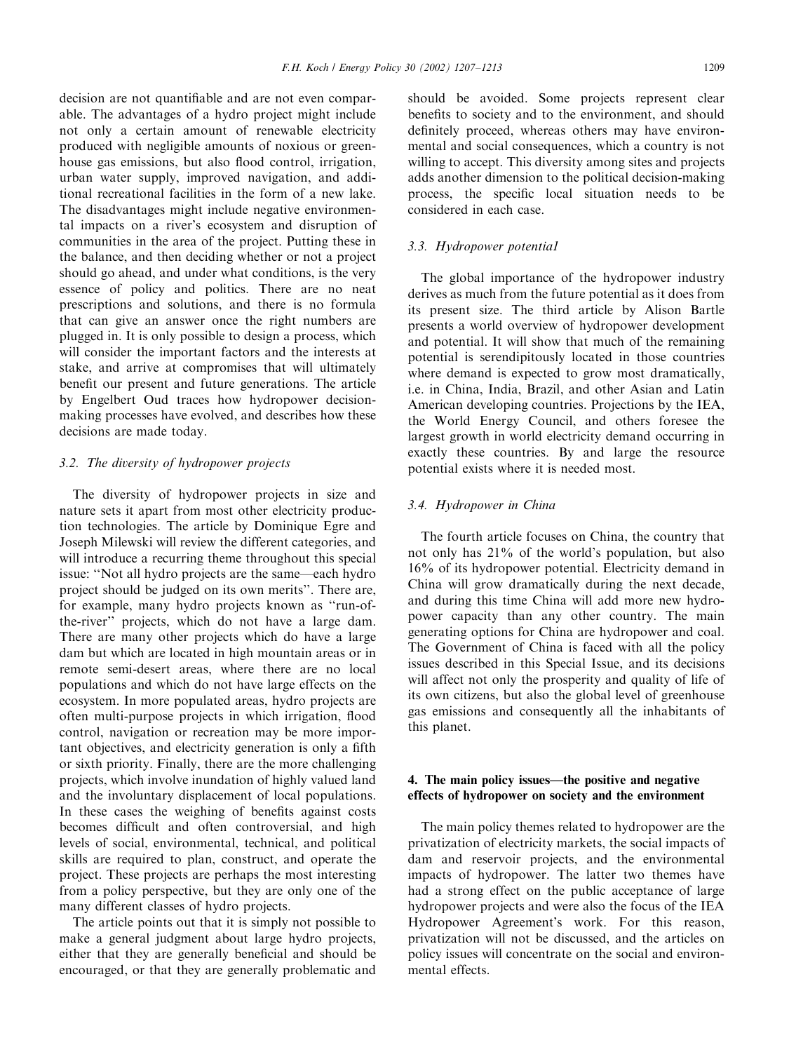decision are not quantifiable and are not even comparable. The advantages of a hydro project might include not only a certain amount of renewable electricity produced with negligible amounts of noxious or greenhouse gas emissions, but also flood control, irrigation, urban water supply, improved navigation, and additional recreational facilities in the form of a new lake. The disadvantages might include negative environmental impacts on a river's ecosystem and disruption of communities in the area of the project. Putting these in the balance, and then deciding whether or not a project should go ahead, and under what conditions, is the very essence of policy and politics. There are no neat prescriptions and solutions, and there is no formula that can give an answer once the right numbers are plugged in. It is only possible to design a process, which will consider the important factors and the interests at stake, and arrive at compromises that will ultimately benefit our present and future generations. The article by Engelbert Oud traces how hydropower decision-making processes have evolved, and describes how these decisions are made today.

### 3.2. The diversity of hydropower projects

The diversity of hydropower projects in size and nature sets it apart from most other electricity production technologies. The article by Dominique Egre and Joseph Milewski will review the different categories, and will introduce a recurring theme throughout this special issue: "Not all hydro projects are the same—each hydro project should be judged on its own merits". There are, for example, many hydro projects known as "run-of-the-river" projects, which do not have a large dam. There are many other projects which do have a large dam but which are located in high mountain areas or in remote semi-desert areas, where there are no local populations and which do not have large effects on the ecosystem. In more populated areas, hydro projects are often multi-purpose projects in which irrigation, flood control, navigation or recreation may be more important objectives, and electricity generation is only a fifth or sixth priority. Finally, there are the more challenging projects, which involve inundation of highly valued land and the involuntary displacement of local populations. In these cases the weighing of benefits against costs becomes difficult and often controversial, and high levels of social, environmental, technical, and political skills are required to plan, construct, and operate the project. These projects are perhaps the most interesting from a policy perspective, but they are only one of the many different classes of hydro projects.

The article points out that it is simply not possible to make a general judgment about large hydro projects, either that they are generally beneficial and should be encouraged, or that they are generally problematic and should be avoided. Some projects represent clear benefits to society and to the environment, and should definitely proceed, whereas others may have environmental and social consequences, which a country is not willing to accept. This diversity among sites and projects adds another dimension to the political decision-making process, the specific local situation needs to be considered in each case.

### 3.3. Hydropower potential

The global importance of the hydropower industry derives as much from the future potential as it does from its present size. The third article by Alison Bartle presents a world overview of hydropower development and potential. It will show that much of the remaining potential is serendipitously located in those countries where demand is expected to grow most dramatically, i.e. in China, India, Brazil, and other Asian and Latin American developing countries. Projections by the IEA, the World Energy Council, and others foresee the largest growth in world electricity demand occurring in exactly these countries. By and large the resource potential exists where it is needed most.

### 3.4. Hydropower in China

The fourth article focuses on China, the country that not only has 21% of the world's population, but also 16% of its hydropower potential. Electricity demand in China will grow dramatically during the next decade, and during this time China will add more new hydropower capacity than any other country. The main generating options for China are hydropower and coal. The Government of China is faced with all the policy issues described in this Special Issue, and its decisions will affect not only the prosperity and quality of life of its own citizens, but also the global level of greenhouse gas emissions and consequently all the inhabitants of this planet.

## 4. The main policy issues—the positive and negative effects of hydropower on society and the environment

The main policy themes related to hydropower are the privatization of electricity markets, the social impacts of dam and reservoir projects, and the environmental impacts of hydropower. The latter two themes have had a strong effect on the public acceptance of large hydropower projects and were also the focus of the IEA Hydropower Agreement's work. For this reason, privatization will not be discussed, and the articles on policy issues will concentrate on the social and environmental effects.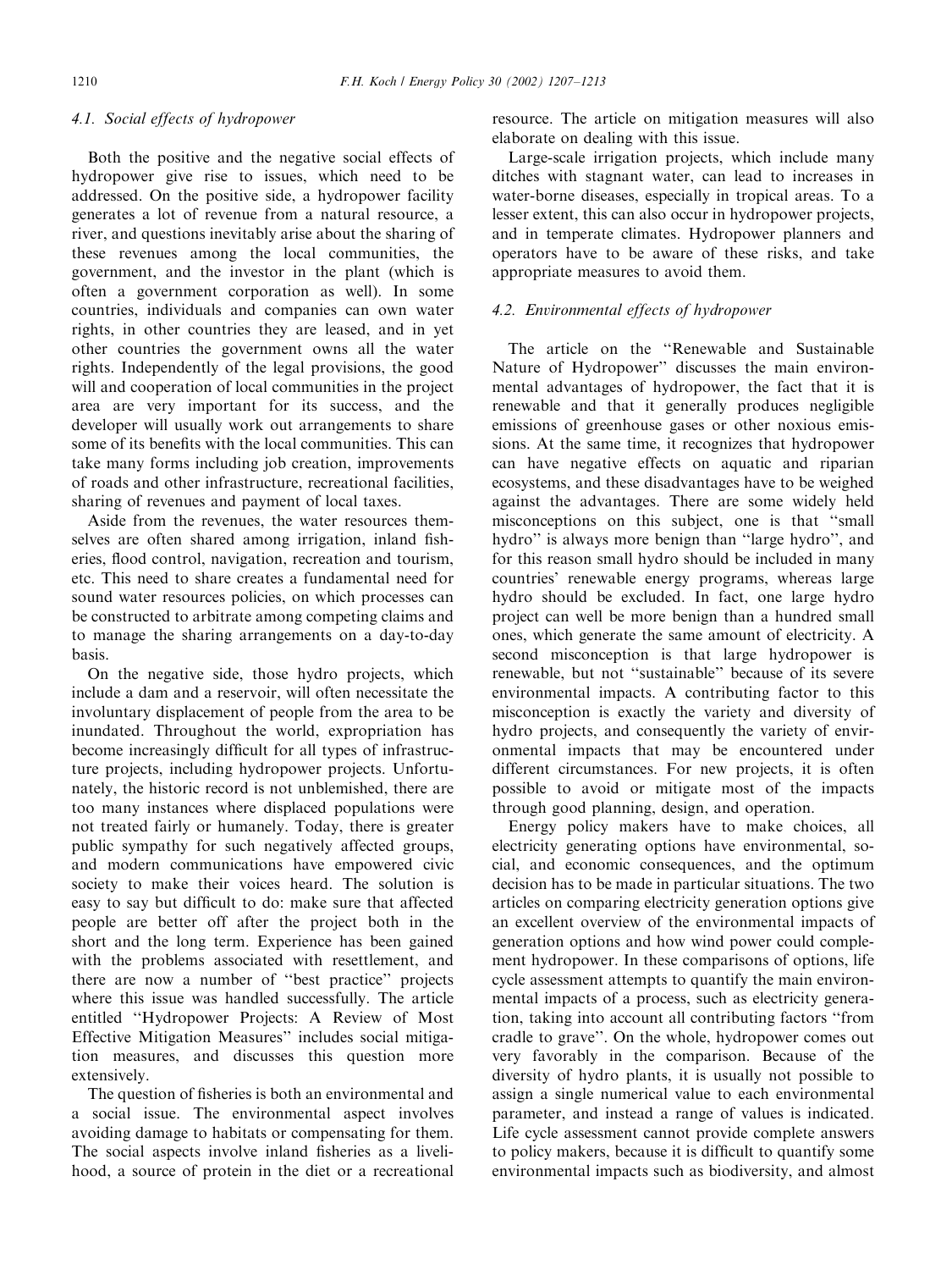### 4.1. Social effects of hydropower

Both the positive and the negative social effects of hydropower give rise to issues, which need to be addressed. On the positive side, a hydropower facility generates a lot of revenue from a natural resource, a river, and questions inevitably arise about the sharing of these revenues among the local communities, the government, and the investor in the plant (which is often a government corporation as well). In some countries, individuals and companies can own water rights, in other countries they are leased, and in yet other countries the government owns all the water rights. Independently of the legal provisions, the good will and cooperation of local communities in the project area are very important for its success, and the developer will usually work out arrangements to share some of its benefits with the local communities. This can take many forms including job creation, improvements of roads and other infrastructure, recreational facilities, sharing of revenues and payment of local taxes.

Aside from the revenues, the water resources themselves are often shared among irrigation, inland fisheries, flood control, navigation, recreation and tourism, etc. This need to share creates a fundamental need for sound water resources policies, on which processes can be constructed to arbitrate among competing claims and to manage the sharing arrangements on a day-to-day basis.

On the negative side, those hydro projects, which include a dam and a reservoir, will often necessitate the involuntary displacement of people from the area to be inundated. Throughout the world, expropriation has become increasingly difficult for all types of infrastructure projects, including hydropower projects. Unfortunately, the historic record is not unblemished, there are too many instances where displaced populations were not treated fairly or humanely. Today, there is greater public sympathy for such negatively affected groups, and modern communications have empowered civic society to make their voices heard. The solution is easy to say but difficult to do: make sure that affected people are better off after the project both in the short and the long term. Experience has been gained with the problems associated with resettlement, and there are now a number of "best practice" projects where this issue was handled successfully. The article entitled "Hydropower Projects: A Review of Most Effective Mitigation Measures" includes social mitigation measures, and discusses this question more extensively.

The question of fisheries is both an environmental and a social issue. The environmental aspect involves avoiding damage to habitats or compensating for them. The social aspects involve inland fisheries as a livelihood, a source of protein in the diet or a recreational resource. The article on mitigation measures will also elaborate on dealing with this issue.

Large-scale irrigation projects, which include many ditches with stagnant water, can lead to increases in water-borne diseases, especially in tropical areas. To a lesser extent, this can also occur in hydropower projects, and in temperate climates. Hydropower planners and operators have to be aware of these risks, and take appropriate measures to avoid them.

### 4.2. Environmental effects of hydropower

The article on the "Renewable and Sustainable Nature of Hydropower" discusses the main environmental advantages of hydropower, the fact that it is renewable and that it generally produces negligible emissions of greenhouse gases or other noxious emissions. At the same time, it recognizes that hydropower can have negative effects on aquatic and riparian ecosystems, and these disadvantages have to be weighed against the advantages. There are some widely held misconceptions on this subject, one is that "small hydro" is always more benign than "large hydro", and for this reason small hydro should be included in many countries' renewable energy programs, whereas large hydro should be excluded. In fact, one large hydro project can well be more benign than a hundred small ones, which generate the same amount of electricity. A second misconception is that large hydropower is renewable, but not "sustainable" because of its severe environmental impacts. A contributing factor to this misconception is exactly the variety and diversity of hydro projects, and consequently the variety of environmental impacts that may be encountered under different circumstances. For new projects, it is often possible to avoid or mitigate most of the impacts through good planning, design, and operation.

Energy policy makers have to make choices, all electricity generating options have environmental, social, and economic consequences, and the optimum decision has to be made in particular situations. The two articles on comparing electricity generation options give an excellent overview of the environmental impacts of generation options and how wind power could complement hydropower. In these comparisons of options, life cycle assessment attempts to quantify the main environmental impacts of a process, such as electricity generation, taking into account all contributing factors "from cradle to grave". On the whole, hydropower comes out very favorably in the comparison. Because of the diversity of hydro plants, it is usually not possible to assign a single numerical value to each environmental parameter, and instead a range of values is indicated. Life cycle assessment cannot provide complete answers to policy makers, because it is difficult to quantify some environmental impacts such as biodiversity, and almost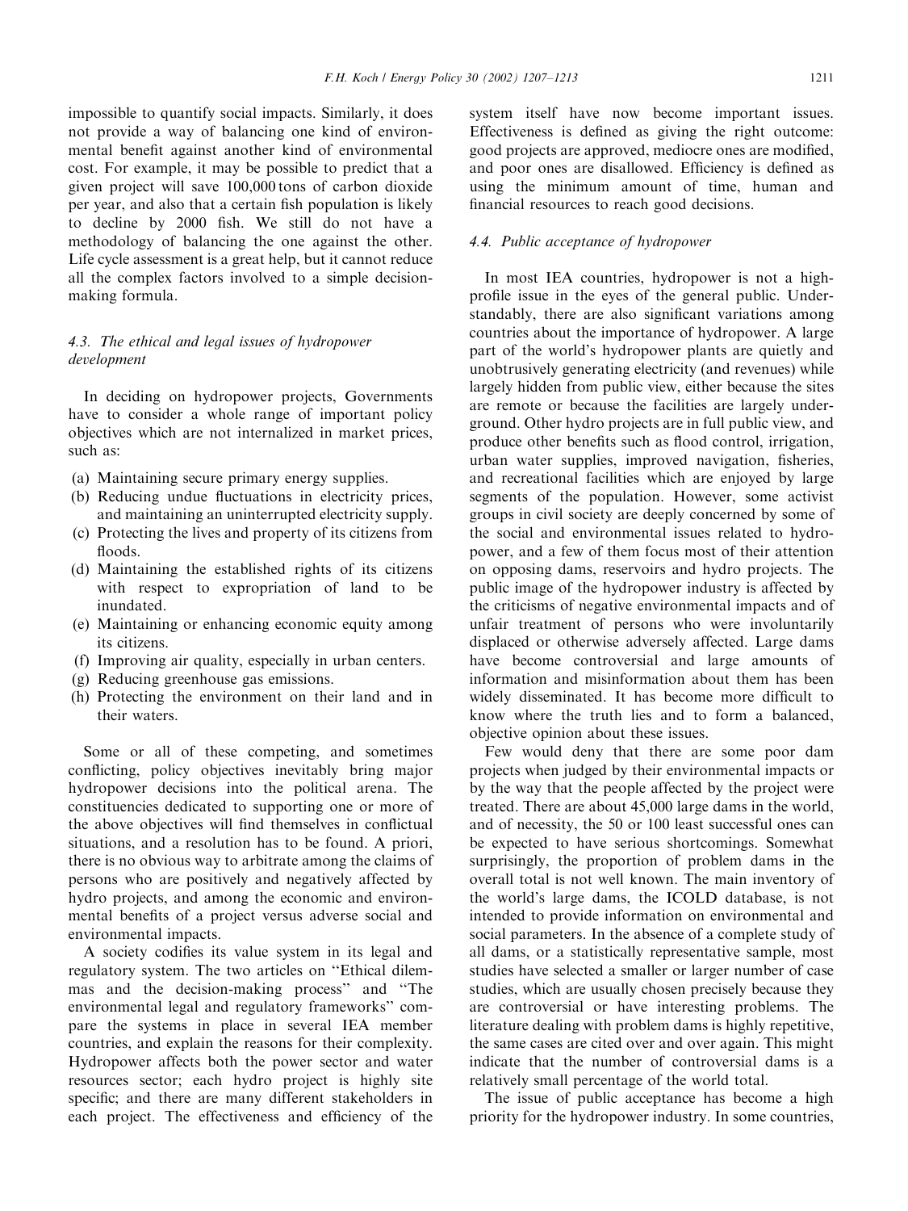impossible to quantify social impacts. Similarly, it does not provide a way of balancing one kind of environmental benefit against another kind of environmental cost. For example, it may be possible to predict that a given project will save 100,000 tons of carbon dioxide per year, and also that a certain fish population is likely to decline by 2000 fish. We still do not have a methodology of balancing the one against the other. Life cycle assessment is a great help, but it cannot reduce all the complex factors involved to a simple decision-making formula.

### 4.3. The ethical and legal issues of hydropower development

In deciding on hydropower projects, Governments have to consider a whole range of important policy objectives which are not internalized in market prices, such as:

(a) Maintaining secure primary energy supplies.
(b) Reducing undue fluctuations in electricity prices, and maintaining an uninterrupted electricity supply.
(c) Protecting the lives and property of its citizens from floods.
(d) Maintaining the established rights of its citizens with respect to expropriation of land to be inundated.
(e) Maintaining or enhancing economic equity among its citizens.
(f) Improving air quality, especially in urban centers.
(g) Reducing greenhouse gas emissions.
(h) Protecting the environment on their land and in their waters.

Some or all of these competing, and sometimes conflicting, policy objectives inevitably bring major hydropower decisions into the political arena. The constituencies dedicated to supporting one or more of the above objectives will find themselves in conflictual situations, and a resolution has to be found. A priori, there is no obvious way to arbitrate among the claims of persons who are positively and negatively affected by hydro projects, and among the economic and environmental benefits of a project versus adverse social and environmental impacts.

A society codifies its value system in its legal and regulatory system. The two articles on "Ethical dilemmas and the decision-making process" and "The environmental legal and regulatory frameworks" compare the systems in place in several IEA member countries, and explain the reasons for their complexity. Hydropower affects both the power sector and water resources sector; each hydro project is highly site specific; and there are many different stakeholders in each project. The effectiveness and efficiency of the system itself have now become important issues. Effectiveness is defined as giving the right outcome: good projects are approved, mediocre ones are modified, and poor ones are disallowed. Efficiency is defined as using the minimum amount of time, human and financial resources to reach good decisions.

### 4.4. Public acceptance of hydropower

In most IEA countries, hydropower is not a high-profile issue in the eyes of the general public. Understandably, there are also significant variations among countries about the importance of hydropower. A large part of the world's hydropower plants are quietly and unobtrusively generating electricity (and revenues) while largely hidden from public view, either because the sites are remote or because the facilities are largely underground. Other hydro projects are in full public view, and produce other benefits such as flood control, irrigation, urban water supplies, improved navigation, fisheries, and recreational facilities which are enjoyed by large segments of the population. However, some activist groups in civil society are deeply concerned by some of the social and environmental issues related to hydropower, and a few of them focus most of their attention on opposing dams, reservoirs and hydro projects. The public image of the hydropower industry is affected by the criticisms of negative environmental impacts and of unfair treatment of persons who were involuntarily displaced or otherwise adversely affected. Large dams have become controversial and large amounts of information and misinformation about them has been widely disseminated. It has become more difficult to know where the truth lies and to form a balanced, objective opinion about these issues.

Few would deny that there are some poor dam projects when judged by their environmental impacts or by the way that the people affected by the project were treated. There are about 45,000 large dams in the world, and of necessity, the 50 or 100 least successful ones can be expected to have serious shortcomings. Somewhat surprisingly, the proportion of problem dams in the overall total is not well known. The main inventory of the world's large dams, the ICOLD database, is not intended to provide information on environmental and social parameters. In the absence of a complete study of all dams, or a statistically representative sample, most studies have selected a smaller or larger number of case studies, which are usually chosen precisely because they are controversial or have interesting problems. The literature dealing with problem dams is highly repetitive, the same cases are cited over and over again. This might indicate that the number of controversial dams is a relatively small percentage of the world total.

The issue of public acceptance has become a high priority for the hydropower industry. In some countries,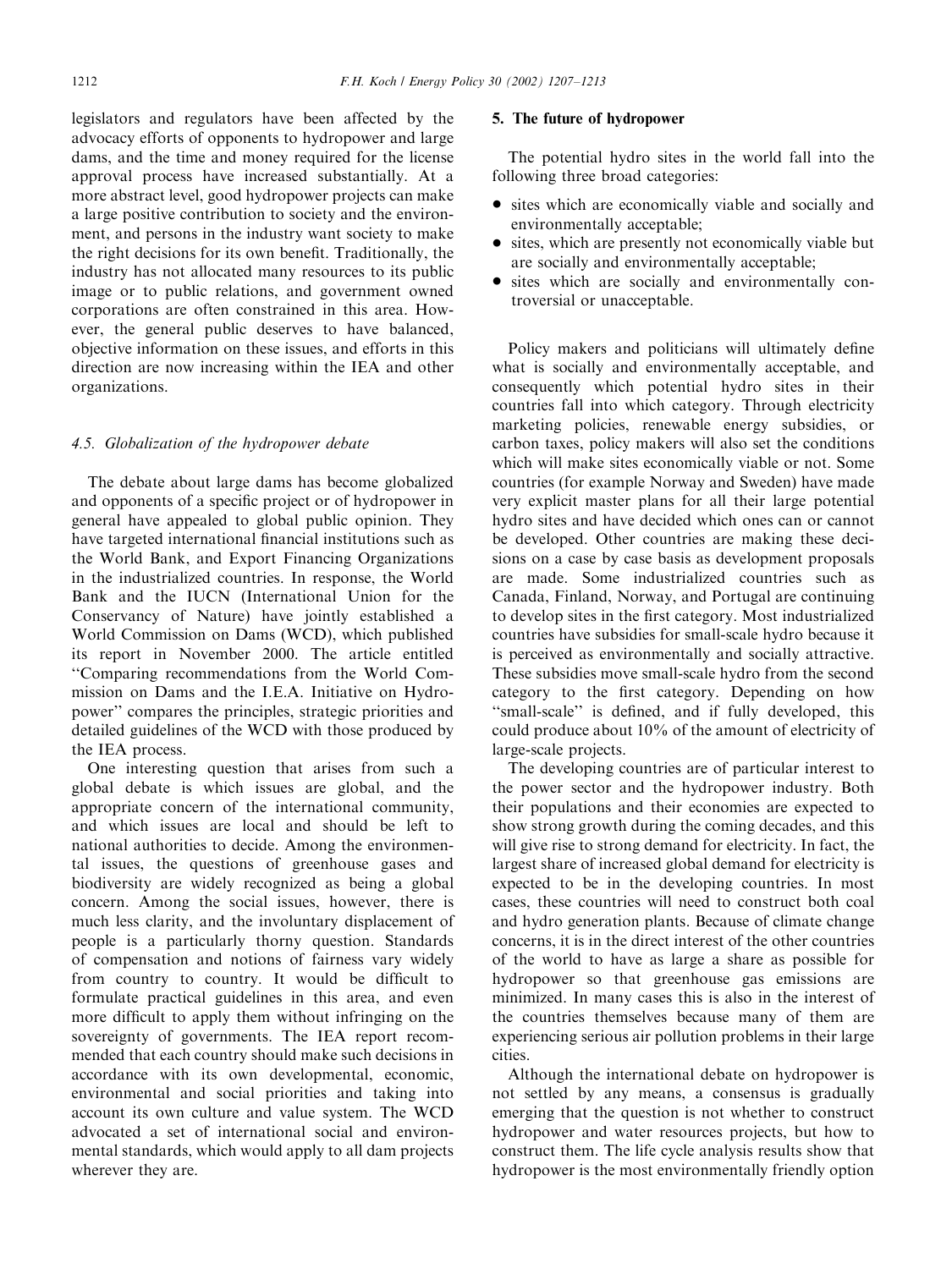legislators and regulators have been affected by the advocacy efforts of opponents to hydropower and large dams, and the time and money required for the license approval process have increased substantially. At a more abstract level, good hydropower projects can make a large positive contribution to society and the environment, and persons in the industry want society to make the right decisions for its own benefit. Traditionally, the industry has not allocated many resources to its public image or to public relations, and government owned corporations are often constrained in this area. However, the general public deserves to have balanced, objective information on these issues, and efforts in this direction are now increasing within the IEA and other organizations.

### 4.5. Globalization of the hydropower debate

The debate about large dams has become globalized and opponents of a specific project or of hydropower in general have appealed to global public opinion. They have targeted international financial institutions such as the World Bank, and Export Financing Organizations in the industrialized countries. In response, the World Bank and the IUCN (International Union for the Conservancy of Nature) have jointly established a World Commission on Dams (WCD), which published its report in November 2000. The article entitled "Comparing recommendations from the World Commission on Dams and the I.E.A. Initiative on Hydropower" compares the principles, strategic priorities and detailed guidelines of the WCD with those produced by the IEA process.

One interesting question that arises from such a global debate is which issues are global, and the appropriate concern of the international community, and which issues are local and should be left to national authorities to decide. Among the environmental issues, the questions of greenhouse gases and biodiversity are widely recognized as being a global concern. Among the social issues, however, there is much less clarity, and the involuntary displacement of people is a particularly thorny question. Standards of compensation and notions of fairness vary widely from country to country. It would be difficult to formulate practical guidelines in this area, and even more difficult to apply them without infringing on the sovereignty of governments. The IEA report recommended that each country should make such decisions in accordance with its own developmental, economic, environmental and social priorities and taking into account its own culture and value system. The WCD advocated a set of international social and environmental standards, which would apply to all dam projects wherever they are.

## 5. The future of hydropower

The potential hydro sites in the world fall into the following three broad categories:

- sites which are economically viable and socially and environmentally acceptable;
- sites, which are presently not economically viable but are socially and environmentally acceptable;
- sites which are socially and environmentally controversial or unacceptable.

Policy makers and politicians will ultimately define what is socially and environmentally acceptable, and consequently which potential hydro sites in their countries fall into which category. Through electricity marketing policies, renewable energy subsidies, or carbon taxes, policy makers will also set the conditions which will make sites economically viable or not. Some countries (for example Norway and Sweden) have made very explicit master plans for all their large potential hydro sites and have decided which ones can or cannot be developed. Other countries are making these decisions on a case by case basis as development proposals are made. Some industrialized countries such as Canada, Finland, Norway, and Portugal are continuing to develop sites in the first category. Most industrialized countries have subsidies for small-scale hydro because it is perceived as environmentally and socially attractive. These subsidies move small-scale hydro from the second category to the first category. Depending on how "small-scale" is defined, and if fully developed, this could produce about 10% of the amount of electricity of large-scale projects.

The developing countries are of particular interest to the power sector and the hydropower industry. Both their populations and their economies are expected to show strong growth during the coming decades, and this will give rise to strong demand for electricity. In fact, the largest share of increased global demand for electricity is expected to be in the developing countries. In most cases, these countries will need to construct both coal and hydro generation plants. Because of climate change concerns, it is in the direct interest of the other countries of the world to have as large a share as possible for hydropower so that greenhouse gas emissions are minimized. In many cases this is also in the interest of the countries themselves because many of them are experiencing serious air pollution problems in their large cities.

Although the international debate on hydropower is not settled by any means, a consensus is gradually emerging that the question is not whether to construct hydropower and water resources projects, but how to construct them. The life cycle analysis results show that hydropower is the most environmentally friendly option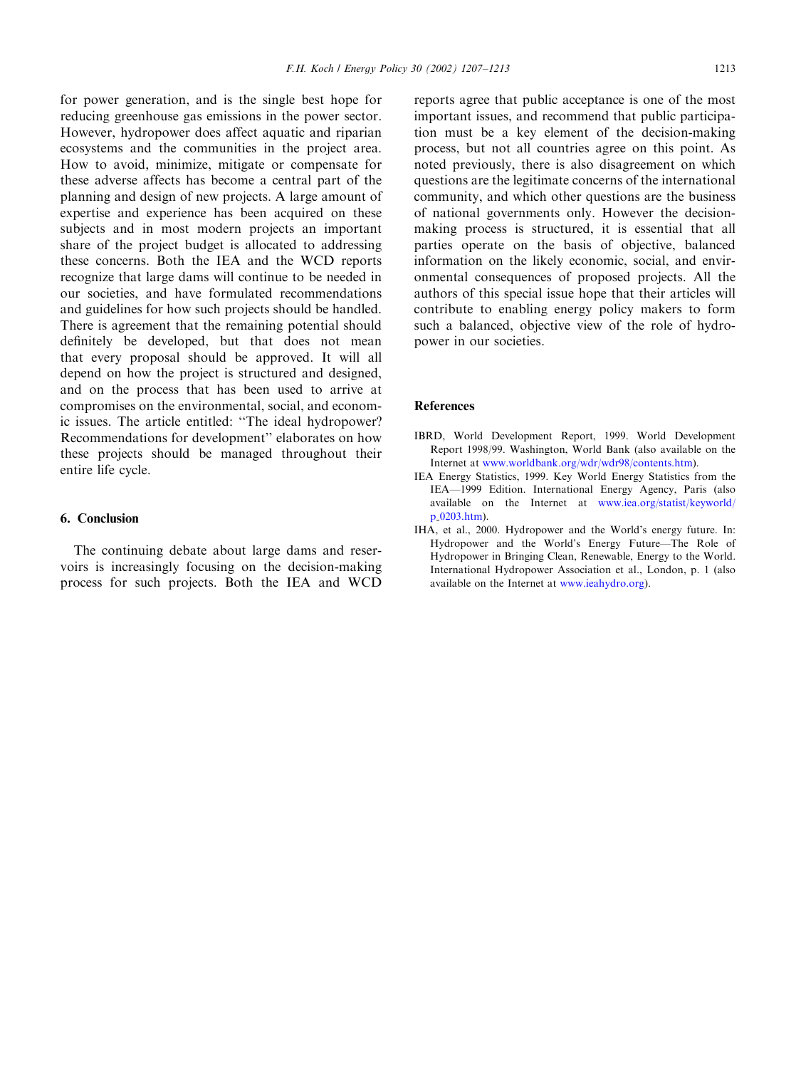for power generation, and is the single best hope for reducing greenhouse gas emissions in the power sector. However, hydropower does affect aquatic and riparian ecosystems and the communities in the project area. How to avoid, minimize, mitigate or compensate for these adverse affects has become a central part of the planning and design of new projects. A large amount of expertise and experience has been acquired on these subjects and in most modern projects an important share of the project budget is allocated to addressing these concerns. Both the IEA and the WCD reports recognize that large dams will continue to be needed in our societies, and have formulated recommendations and guidelines for how such projects should be handled. There is agreement that the remaining potential should definitely be developed, but that does not mean that every proposal should be approved. It will all depend on how the project is structured and designed, and on the process that has been used to arrive at compromises on the environmental, social, and economic issues. The article entitled: "The ideal hydropower? Recommendations for development" elaborates on how these projects should be managed throughout their entire life cycle.

## 6. Conclusion

The continuing debate about large dams and reservoirs is increasingly focusing on the decision-making process for such projects. Both the IEA and WCD reports agree that public acceptance is one of the most important issues, and recommend that public participation must be a key element of the decision-making process, but not all countries agree on this point. As noted previously, there is also disagreement on which questions are the legitimate concerns of the international community, and which other questions are the business of national governments only. However the decision-making process is structured, it is essential that all parties operate on the basis of objective, balanced information on the likely economic, social, and environmental consequences of proposed projects. All the authors of this special issue hope that their articles will contribute to enabling energy policy makers to form such a balanced, objective view of the role of hydropower in our societies.

## References

IBRD, World Development Report, 1999. World Development Report 1998/99. Washington, World Bank (also available on the Internet at www.worldbank.org/wdr/wdr98/contents.htm).

IEA Energy Statistics, 1999. Key World Energy Statistics from the IEA—1999 Edition. International Energy Agency, Paris (also available on the Internet at www.iea.org/statist/keyworld/p_0203.htm).

IHA, et al., 2000. Hydropower and the World's energy future. In: Hydropower and the World's Energy Future—The Role of Hydropower in Bringing Clean, Renewable, Energy to the World. International Hydropower Association et al., London, p. 1 (also available on the Internet at www.ieahydro.org).